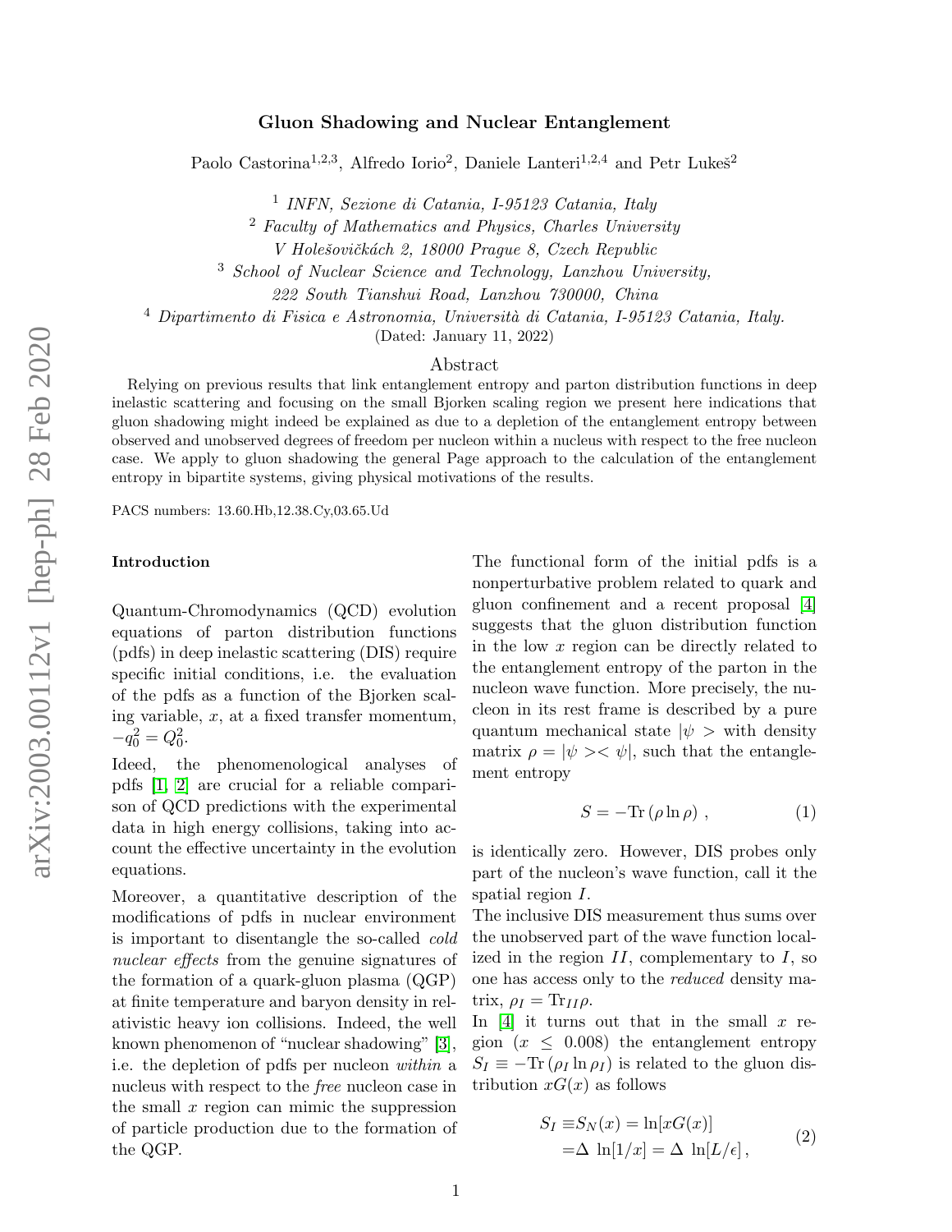# Gluon Shadowing and Nuclear Entanglement

Paolo Castorina[1,2,3], Alfredo Iorio[2], Daniele Lanteri[1,2,4] and Petr Lukeš[2]

[1] *INFN, Sezione di Catania, I-95123 Catania, Italy*
[2] *Faculty of Mathematics and Physics, Charles University*
*V Holešovičkách 2, 18000 Prague 8, Czech Republic*
[3] *School of Nuclear Science and Technology, Lanzhou University,*
*222 South Tianshui Road, Lanzhou 730000, China*
[4] *Dipartimento di Fisica e Astronomia, Università di Catania, I-95123 Catania, Italy.*
(Dated: January 11, 2022)

## Abstract

Relying on previous results that link entanglement entropy and parton distribution functions in deep inelastic scattering and focusing on the small Bjorken scaling region we present here indications that gluon shadowing might indeed be explained as due to a depletion of the entanglement entropy between observed and unobserved degrees of freedom per nucleon within a nucleus with respect to the free nucleon case. We apply to gluon shadowing the general Page approach to the calculation of the entanglement entropy in bipartite systems, giving physical motivations of the results.

PACS numbers: 13.60.Hb,12.38.Cy,03.65.Ud

### Introduction

Quantum-Chromodynamics (QCD) evolution equations of parton distribution functions (pdfs) in deep inelastic scattering (DIS) require specific initial conditions, i.e. the evaluation of the pdfs as a function of the Bjorken scaling variable, $x$, at a fixed transfer momentum, $-q_0^2 = Q_0^2$.

Ideed, the phenomenological analyses of pdfs [1, 2] are crucial for a reliable comparison of QCD predictions with the experimental data in high energy collisions, taking into account the effective uncertainty in the evolution equations.

Moreover, a quantitative description of the modifications of pdfs in nuclear environment is important to disentangle the so-called *cold nuclear effects* from the genuine signatures of the formation of a quark-gluon plasma (QGP) at finite temperature and baryon density in relativistic heavy ion collisions. Indeed, the well known phenomenon of "nuclear shadowing" [3], i.e. the depletion of pdfs per nucleon *within* a nucleus with respect to the *free* nucleon case in the small $x$ region can mimic the suppression of particle production due to the formation of the QGP.

The functional form of the initial pdfs is a nonperturbative problem related to quark and gluon confinement and a recent proposal [4] suggests that the gluon distribution function in the low $x$ region can be directly related to the entanglement entropy of the parton in the nucleon wave function. More precisely, the nucleon in its rest frame is described by a pure quantum mechanical state $|\psi>$ with density matrix $\rho = |\psi><\psi|$, such that the entanglement entropy

$$S = -\mathrm{Tr}\,(\rho \ln \rho)\,, \tag{1}$$

is identically zero. However, DIS probes only part of the nucleon's wave function, call it the spatial region $I$.

The inclusive DIS measurement thus sums over the unobserved part of the wave function localized in the region $II$, complementary to $I$, so one has access only to the *reduced* density matrix, $\rho_I = \mathrm{Tr}_{II}\rho$.

In [4] it turns out that in the small $x$ region ($x \leq 0.008$) the entanglement entropy $S_I \equiv -\mathrm{Tr}\,(\rho_I \ln \rho_I)$ is related to the gluon distribution $xG(x)$ as follows

$$\begin{aligned} S_I \equiv& S_N(x) = \ln[xG(x)] \\ =& \Delta\ \ln[1/x] = \Delta\ \ln[L/\epsilon]\,, \end{aligned} \tag{2}$$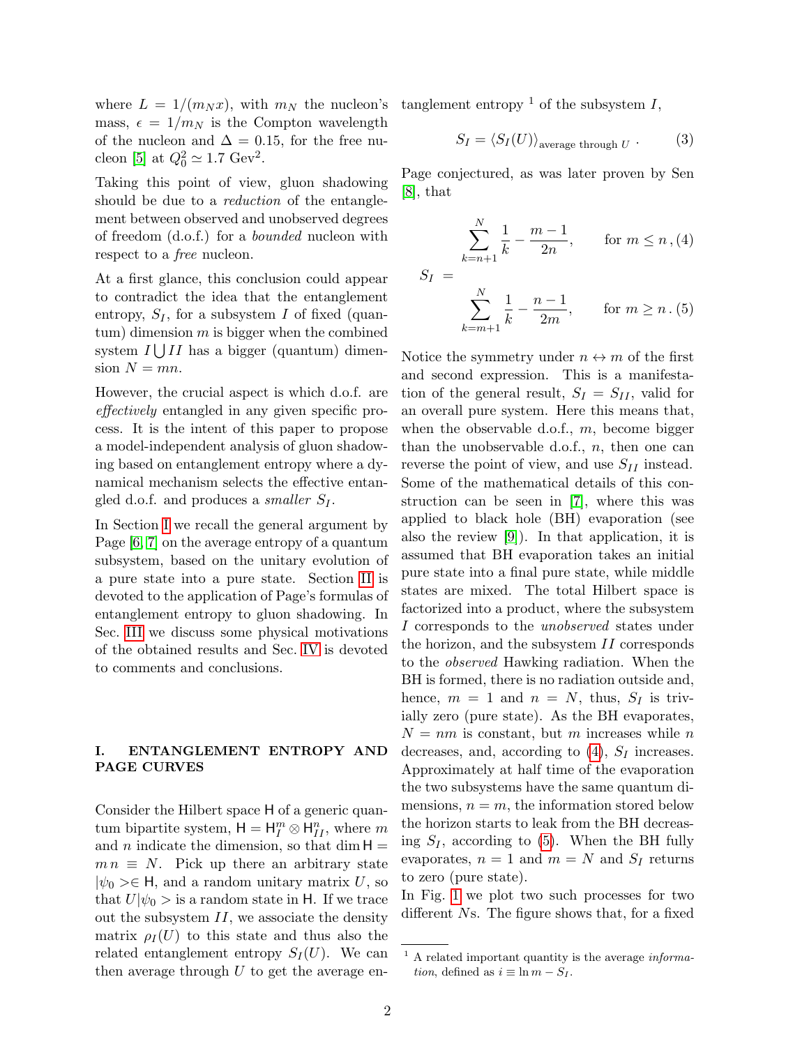where $L = 1/(m_N x)$, with $m_N$ the nucleon's mass, $\epsilon = 1/m_N$ is the Compton wavelength of the nucleon and $\Delta = 0.15$, for the free nucleon [5] at $Q_0^2 \simeq 1.7$ Gev$^2$.

Taking this point of view, gluon shadowing should be due to a *reduction* of the entanglement between observed and unobserved degrees of freedom (d.o.f.) for a *bounded* nucleon with respect to a *free* nucleon.

At a first glance, this conclusion could appear to contradict the idea that the entanglement entropy, $S_I$, for a subsystem $I$ of fixed (quantum) dimension $m$ is bigger when the combined system $I \bigcup II$ has a bigger (quantum) dimension $N = mn$.

However, the crucial aspect is which d.o.f. are *effectively* entangled in any given specific process. It is the intent of this paper to propose a model-independent analysis of gluon shadowing based on entanglement entropy where a dynamical mechanism selects the effective entangled d.o.f. and produces a *smaller* $S_I$.

In Section I we recall the general argument by Page [6, 7] on the average entropy of a quantum subsystem, based on the unitary evolution of a pure state into a pure state. Section II is devoted to the application of Page's formulas of entanglement entropy to gluon shadowing. In Sec. III we discuss some physical motivations of the obtained results and Sec. IV is devoted to comments and conclusions.

## I. ENTANGLEMENT ENTROPY AND PAGE CURVES

Consider the Hilbert space $\mathsf{H}$ of a generic quantum bipartite system, $\mathsf{H} = \mathsf{H}_I^m \otimes \mathsf{H}_{II}^n$, where $m$ and $n$ indicate the dimension, so that $\dim \mathsf{H} = m\,n \equiv N$. Pick up there an arbitrary state $|\psi_0> \in \mathsf{H}$, and a random unitary matrix $U$, so that $U|\psi_0>$ is a random state in $\mathsf{H}$. If we trace out the subsystem $II$, we associate the density matrix $\rho_I(U)$ to this state and thus also the related entanglement entropy $S_I(U)$. We can then average through $U$ to get the average entanglement entropy [1] of the subsystem $I$,

$$S_I = \langle S_I(U) \rangle_{\text{average through } U} \, . \tag{3}$$

Page conjectured, as was later proven by Sen [8], that

$$S_I = \begin{cases} \displaystyle\sum_{k=n+1}^{N} \frac{1}{k} - \frac{m-1}{2n}, & \text{for } m \leq n \, , \quad (4) \\[2ex] \displaystyle\sum_{k=m+1}^{N} \frac{1}{k} - \frac{n-1}{2m}, & \text{for } m \geq n \, . \quad (5) \end{cases}$$

Notice the symmetry under $n \leftrightarrow m$ of the first and second expression. This is a manifestation of the general result, $S_I = S_{II}$, valid for an overall pure system. Here this means that, when the observable d.o.f., $m$, become bigger than the unobservable d.o.f., $n$, then one can reverse the point of view, and use $S_{II}$ instead. Some of the mathematical details of this construction can be seen in [7], where this was applied to black hole (BH) evaporation (see also the review [9]). In that application, it is assumed that BH evaporation takes an initial pure state into a final pure state, while middle states are mixed. The total Hilbert space is factorized into a product, where the subsystem $I$ corresponds to the *unobserved* states under the horizon, and the subsystem $II$ corresponds to the *observed* Hawking radiation. When the BH is formed, there is no radiation outside and, hence, $m = 1$ and $n = N$, thus, $S_I$ is trivially zero (pure state). As the BH evaporates, $N = nm$ is constant, but $m$ increases while $n$ decreases, and, according to (4), $S_I$ increases. Approximately at half time of the evaporation the two subsystems have the same quantum dimensions, $n = m$, the information stored below the horizon starts to leak from the BH decreasing $S_I$, according to (5). When the BH fully evaporates, $n = 1$ and $m = N$ and $S_I$ returns to zero (pure state).

In Fig. 1 we plot two such processes for two different $N$s. The figure shows that, for a fixed

[1] A related important quantity is the average *information*, defined as $i \equiv \ln m - S_I$.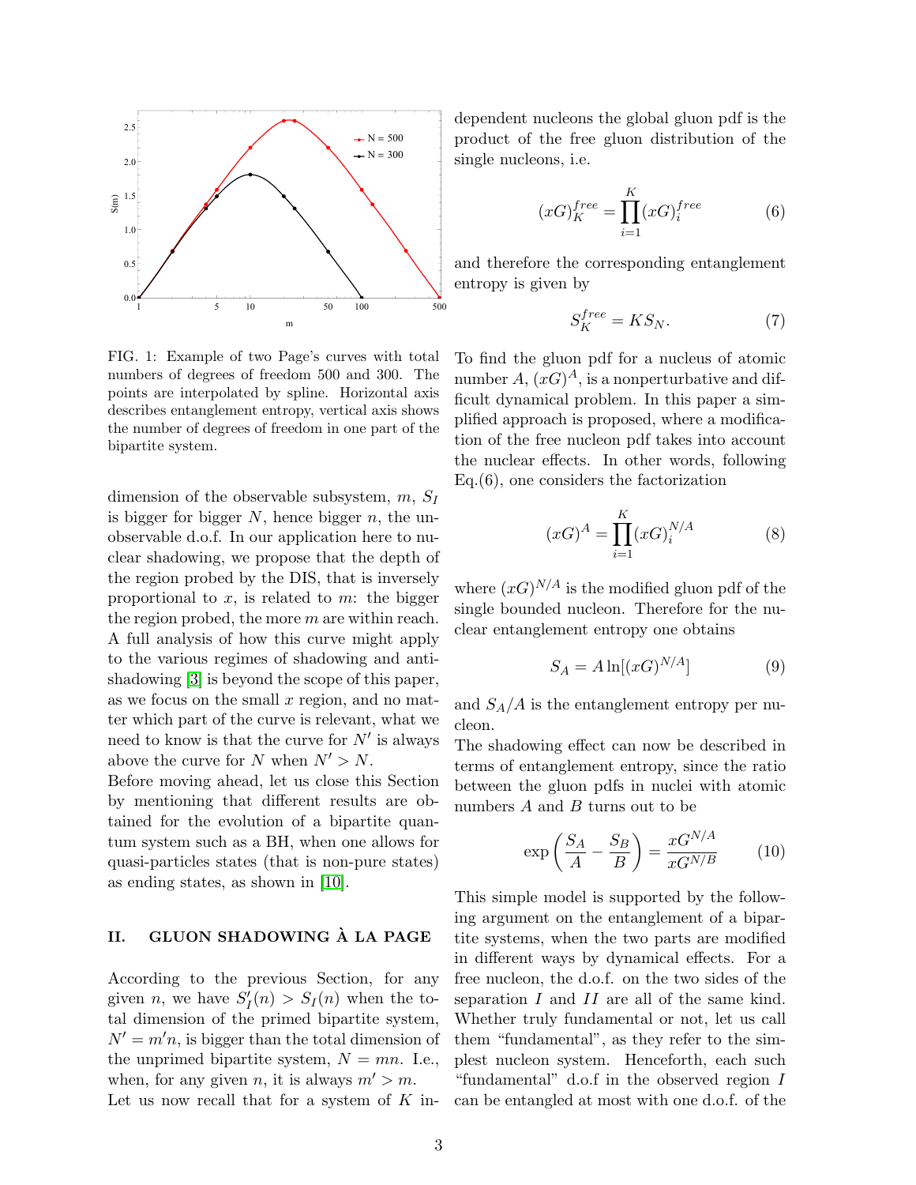FIG. 1: Example of two Page's curves with total numbers of degrees of freedom 500 and 300. The points are interpolated by spline. Horizontal axis describes entanglement entropy, vertical axis shows the number of degrees of freedom in one part of the bipartite system.

dimension of the observable subsystem, $m$, $S_I$ is bigger for bigger $N$, hence bigger $n$, the unobservable d.o.f. In our application here to nuclear shadowing, we propose that the depth of the region probed by the DIS, that is inversely proportional to $x$, is related to $m$: the bigger the region probed, the more $m$ are within reach. A full analysis of how this curve might apply to the various regimes of shadowing and anti-shadowing [3] is beyond the scope of this paper, as we focus on the small $x$ region, and no matter which part of the curve is relevant, what we need to know is that the curve for $N'$ is always above the curve for $N$ when $N' > N$.

Before moving ahead, let us close this Section by mentioning that different results are obtained for the evolution of a bipartite quantum system such as a BH, when one allows for quasi-particles states (that is non-pure states) as ending states, as shown in [10].

## II. GLUON SHADOWING À LA PAGE

According to the previous Section, for any given $n$, we have $S'_I(n) > S_I(n)$ when the total dimension of the primed bipartite system, $N' = m'n$, is bigger than the total dimension of the unprimed bipartite system, $N = mn$. I.e., when, for any given $n$, it is always $m' > m$.

Let us now recall that for a system of $K$ independent nucleons the global gluon pdf is the product of the free gluon distribution of the single nucleons, i.e.

$$(xG)_K^{free} = \prod_{i=1}^{K} (xG)_i^{free} \tag{6}$$

and therefore the corresponding entanglement entropy is given by

$$S_K^{free} = K S_N. \tag{7}$$

To find the gluon pdf for a nucleus of atomic number $A$, $(xG)^A$, is a nonperturbative and difficult dynamical problem. In this paper a simplified approach is proposed, where a modification of the free nucleon pdf takes into account the nuclear effects. In other words, following Eq.(6), one considers the factorization

$$(xG)^A = \prod_{i=1}^{K} (xG)_i^{N/A} \tag{8}$$

where $(xG)^{N/A}$ is the modified gluon pdf of the single bounded nucleon. Therefore for the nuclear entanglement entropy one obtains

$$S_A = A \ln[(xG)^{N/A}] \tag{9}$$

and $S_A/A$ is the entanglement entropy per nucleon.

The shadowing effect can now be described in terms of entanglement entropy, since the ratio between the gluon pdfs in nuclei with atomic numbers $A$ and $B$ turns out to be

$$\exp\left(\frac{S_A}{A} - \frac{S_B}{B}\right) = \frac{xG^{N/A}}{xG^{N/B}} \tag{10}$$

This simple model is supported by the following argument on the entanglement of a bipartite systems, when the two parts are modified in different ways by dynamical effects. For a free nucleon, the d.o.f. on the two sides of the separation $I$ and $II$ are all of the same kind. Whether truly fundamental or not, let us call them "fundamental", as they refer to the simplest nucleon system. Henceforth, each such "fundamental" d.o.f in the observed region $I$ can be entangled at most with one d.o.f. of the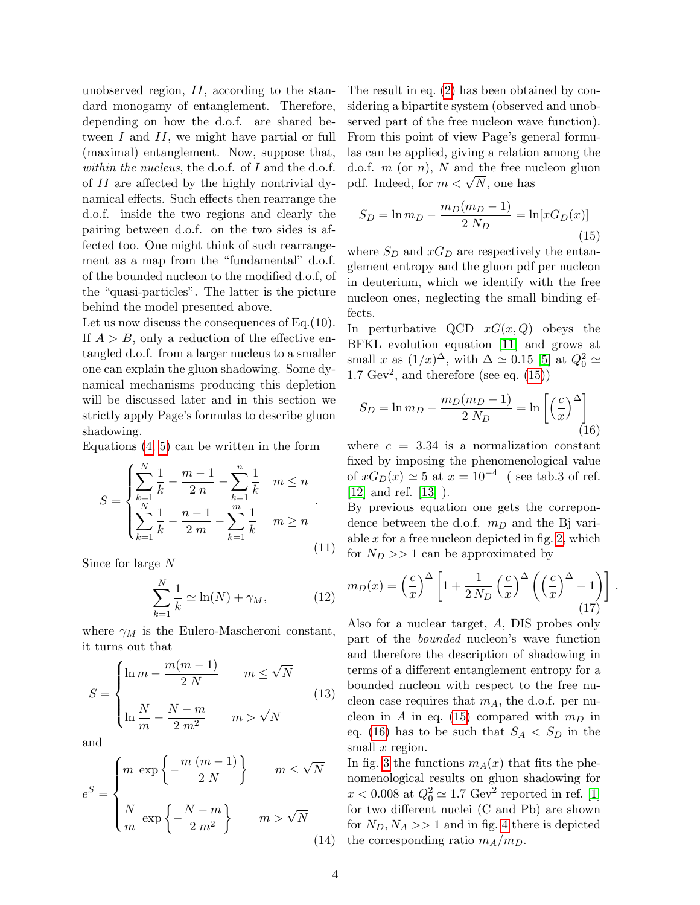unobserved region, $II$, according to the standard monogamy of entanglement. Therefore, depending on how the d.o.f. are shared between $I$ and $II$, we might have partial or full (maximal) entanglement. Now, suppose that, *within the nucleus*, the d.o.f. of $I$ and the d.o.f. of $II$ are affected by the highly nontrivial dynamical effects. Such effects then rearrange the d.o.f. inside the two regions and clearly the pairing between d.o.f. on the two sides is affected too. One might think of such rearrangement as a map from the "fundamental" d.o.f. of the bounded nucleon to the modified d.o.f, of the "quasi-particles". The latter is the picture behind the model presented above.

Let us now discuss the consequences of Eq.(10). If $A > B$, only a reduction of the effective entangled d.o.f. from a larger nucleus to a smaller one can explain the gluon shadowing. Some dynamical mechanisms producing this depletion will be discussed later and in this section we strictly apply Page's formulas to describe gluon shadowing.

Equations (4, 5) can be written in the form

$$
S = \begin{cases} \displaystyle\sum_{k=1}^{N} \frac{1}{k} - \frac{m-1}{2\,n} - \sum_{k=1}^{n} \frac{1}{k} & m \le n \\ \displaystyle\sum_{k=1}^{N} \frac{1}{k} - \frac{n-1}{2\,m} - \sum_{k=1}^{m} \frac{1}{k} & m \ge n \end{cases} . \tag{11}
$$

Since for large $N$

$$
\sum_{k=1}^{N} \frac{1}{k} \simeq \ln(N) + \gamma_M, \tag{12}
$$

where $\gamma_M$ is the Eulero-Mascheroni constant, it turns out that

$$
S = \begin{cases} \ln m - \dfrac{m(m-1)}{2\,N} & m \le \sqrt{N} \\ \ln \dfrac{N}{m} - \dfrac{N-m}{2\,m^2} & m > \sqrt{N} \end{cases} \tag{13}
$$

and

$$
e^S = \begin{cases} m \, \exp\left\{ -\dfrac{m\,(m-1)}{2\,N} \right\} & m \le \sqrt{N} \\ \dfrac{N}{m} \, \exp\left\{ -\dfrac{N-m}{2\,m^2} \right\} & m > \sqrt{N} \end{cases} \tag{14}
$$

The result in eq. (2) has been obtained by considering a bipartite system (observed and unobserved part of the free nucleon wave function). From this point of view Page's general formulas can be applied, giving a relation among the d.o.f. $m$ (or $n$), $N$ and the free nucleon gluon pdf. Indeed, for $m < \sqrt{N}$, one has

$$
S_D = \ln m_D - \frac{m_D(m_D-1)}{2\,N_D} = \ln[xG_D(x)] \tag{15}
$$

where $S_D$ and $xG_D$ are respectively the entanglement entropy and the gluon pdf per nucleon in deuterium, which we identify with the free nucleon ones, neglecting the small binding effects.

In perturbative QCD $xG(x,Q)$ obeys the BFKL evolution equation [11] and grows at small $x$ as $(1/x)^{\Delta}$, with $\Delta \simeq 0.15$ [5] at $Q_0^2 \simeq 1.7$ Gev$^2$, and therefore (see eq. (15))

$$
S_D = \ln m_D - \frac{m_D(m_D-1)}{2\,N_D} = \ln\left[ \left(\frac{c}{x}\right)^{\Delta} \right] \tag{16}
$$

where $c = 3.34$ is a normalization constant fixed by imposing the phenomenological value of $xG_D(x) \simeq 5$ at $x = 10^{-4}$ ( see tab.3 of ref. [12] and ref. [13] ).

By previous equation one gets the correpondence between the d.o.f. $m_D$ and the Bj variable $x$ for a free nucleon depicted in fig. 2, which for $N_D >> 1$ can be approximated by

$$
m_D(x) = \left(\frac{c}{x}\right)^{\Delta} \left[ 1 + \frac{1}{2\,N_D} \left(\frac{c}{x}\right)^{\Delta} \left( \left(\frac{c}{x}\right)^{\Delta} - 1 \right) \right] . \tag{17}
$$

Also for a nuclear target, $A$, DIS probes only part of the *bounded* nucleon's wave function and therefore the description of shadowing in terms of a different entanglement entropy for a bounded nucleon with respect to the free nucleon case requires that $m_A$, the d.o.f. per nucleon in $A$ in eq. (15) compared with $m_D$ in eq. (16) has to be such that $S_A < S_D$ in the small $x$ region.

In fig. 3 the functions $m_A(x)$ that fits the phenomenological results on gluon shadowing for $x < 0.008$ at $Q_0^2 \simeq 1.7$ Gev$^2$ reported in ref. [1] for two different nuclei (C and Pb) are shown for $N_D, N_A >> 1$ and in fig. 4 there is depicted the corresponding ratio $m_A/m_D$.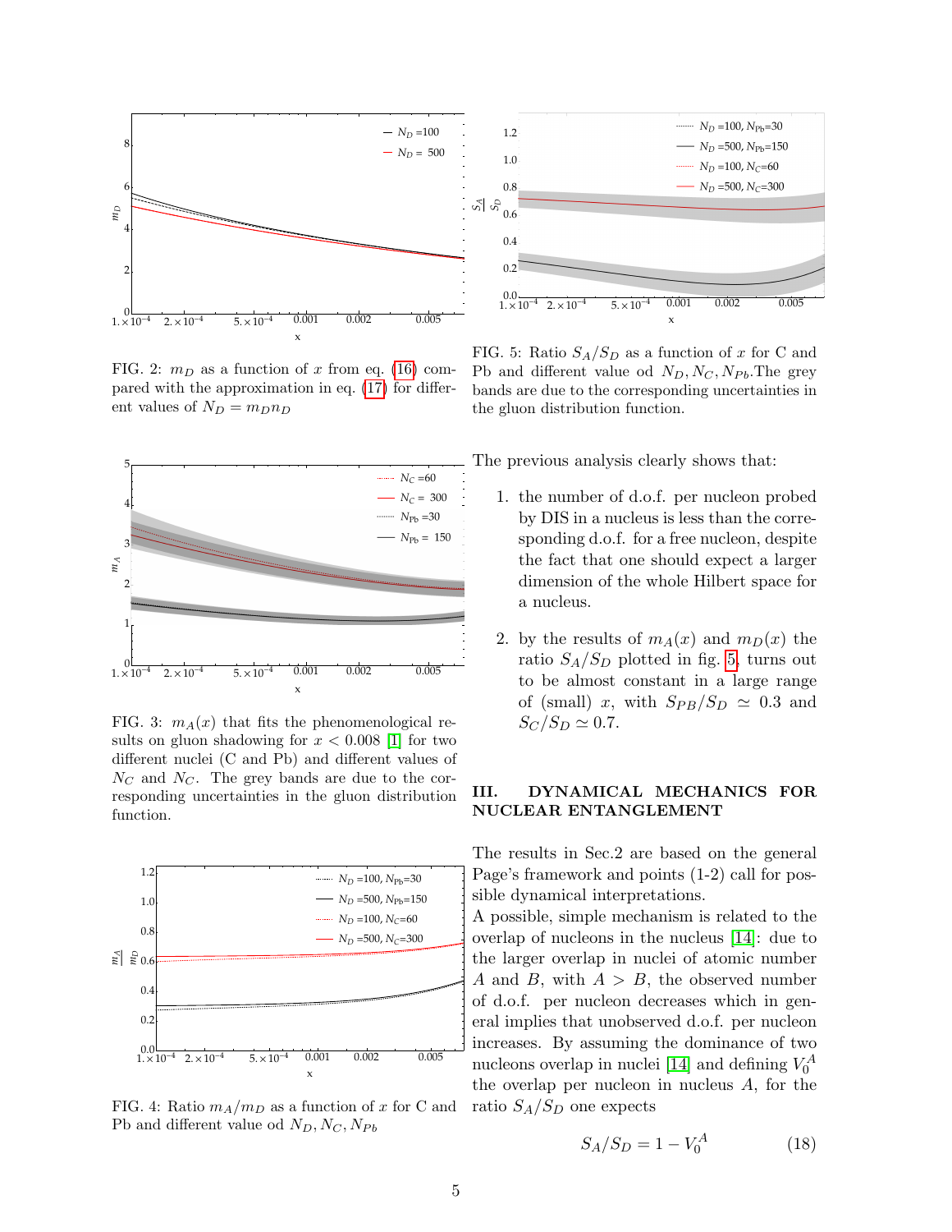FIG. 2: $m_D$ as a function of $x$ from eq. (16) compared with the approximation in eq. (17) for different values of $N_D = m_D n_D$

FIG. 3: $m_A(x)$ that fits the phenomenological results on gluon shadowing for $x < 0.008$ [1] for two different nuclei (C and Pb) and different values of $N_C$ and $N_C$. The grey bands are due to the corresponding uncertainties in the gluon distribution function.

FIG. 4: Ratio $m_A/m_D$ as a function of $x$ for C and Pb and different value od $N_D, N_C, N_{Pb}$

FIG. 5: Ratio $S_A/S_D$ as a function of $x$ for C and Pb and different value od $N_D, N_C, N_{Pb}$.The grey bands are due to the corresponding uncertainties in the gluon distribution function.

The previous analysis clearly shows that:

1. the number of d.o.f. per nucleon probed by DIS in a nucleus is less than the corresponding d.o.f. for a free nucleon, despite the fact that one should expect a larger dimension of the whole Hilbert space for a nucleus.

2. by the results of $m_A(x)$ and $m_D(x)$ the ratio $S_A/S_D$ plotted in fig. 5, turns out to be almost constant in a large range of (small) $x$, with $S_{PB}/S_D \simeq 0.3$ and $S_C/S_D \simeq 0.7$.

## III. DYNAMICAL MECHANICS FOR NUCLEAR ENTANGLEMENT

The results in Sec.2 are based on the general Page's framework and points (1-2) call for possible dynamical interpretations.

A possible, simple mechanism is related to the overlap of nucleons in the nucleus [14]: due to the larger overlap in nuclei of atomic number $A$ and $B$, with $A > B$, the observed number of d.o.f. per nucleon decreases which in general implies that unobserved d.o.f. per nucleon increases. By assuming the dominance of two nucleons overlap in nuclei [14] and defining $V_0^A$ the overlap per nucleon in nucleus $A$, for the ratio $S_A/S_D$ one expects

$$S_A/S_D = 1 - V_0^A \tag{18}$$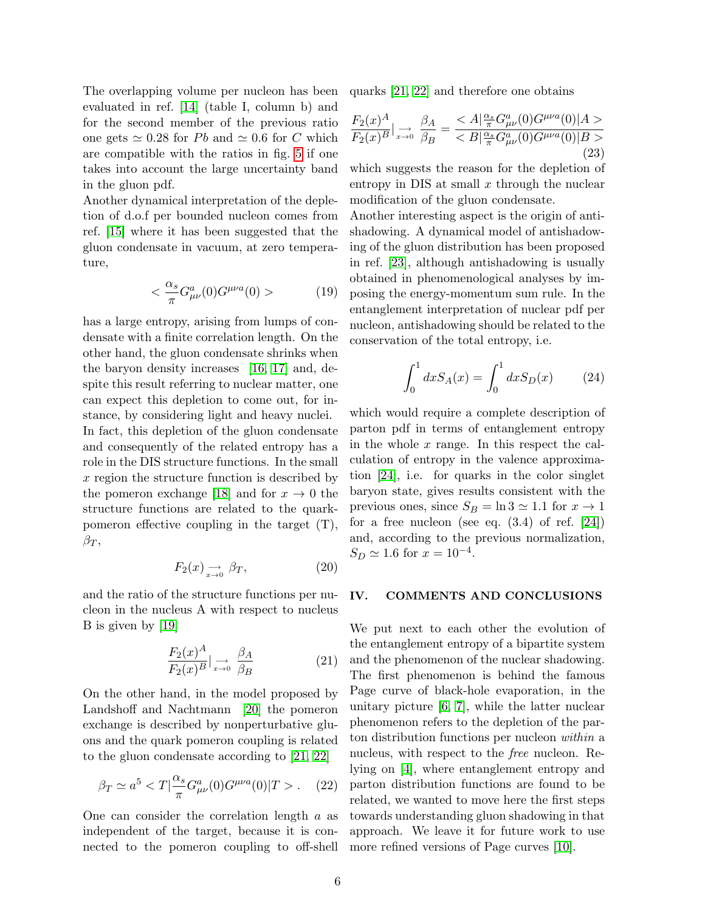The overlapping volume per nucleon has been evaluated in ref. [14] (table I, column b) and for the second member of the previous ratio one gets $\simeq 0.28$ for $Pb$ and $\simeq 0.6$ for $C$ which are compatible with the ratios in fig. 5 if one takes into account the large uncertainty band in the gluon pdf.

Another dynamical interpretation of the depletion of d.o.f per bounded nucleon comes from ref. [15] where it has been suggested that the gluon condensate in vacuum, at zero temperature,

$$< \frac{\alpha_s}{\pi} G^a_{\mu\nu}(0) G^{\mu\nu a}(0) > \tag{19}$$

has a large entropy, arising from lumps of condensate with a finite correlation length. On the other hand, the gluon condensate shrinks when the baryon density increases [16, 17] and, despite this result referring to nuclear matter, one can expect this depletion to come out, for instance, by considering light and heavy nuclei.

In fact, this depletion of the gluon condensate and consequently of the related entropy has a role in the DIS structure functions. In the small $x$ region the structure function is described by the pomeron exchange [18] and for $x \to 0$ the structure functions are related to the quark-pomeron effective coupling in the target (T), $\beta_T$,

$$F_2(x) \underset{x\to 0}{\longrightarrow} \beta_T, \tag{20}$$

and the ratio of the structure functions per nucleon in the nucleus A with respect to nucleus B is given by [19]

$$\frac{F_2(x)^A}{F_2(x)^B}\Big|_{\underset{x\to 0}{\longrightarrow}} \frac{\beta_A}{\beta_B} \tag{21}$$

On the other hand, in the model proposed by Landshoff and Nachtmann [20] the pomeron exchange is described by nonperturbative gluons and the quark pomeron coupling is related to the gluon condensate according to [21, 22]

$$\beta_T \simeq a^5 < T|\frac{\alpha_s}{\pi} G^a_{\mu\nu}(0) G^{\mu\nu a}(0)|T > . \tag{22}$$

One can consider the correlation length $a$ as independent of the target, because it is connected to the pomeron coupling to off-shell quarks [21, 22] and therefore one obtains

$$\frac{F_2(x)^A}{F_2(x)^B}\Big|_{\underset{x\to 0}{\longrightarrow}} \frac{\beta_A}{\beta_B} = \frac{< A|\frac{\alpha_s}{\pi} G^a_{\mu\nu}(0) G^{\mu\nu a}(0)|A >}{< B|\frac{\alpha_s}{\pi} G^a_{\mu\nu}(0) G^{\mu\nu a}(0)|B >} \tag{23}$$

which suggests the reason for the depletion of entropy in DIS at small $x$ through the nuclear modification of the gluon condensate.

Another interesting aspect is the origin of antishadowing. A dynamical model of antishadowing of the gluon distribution has been proposed in ref. [23], although antishadowing is usually obtained in phenomenological analyses by imposing the energy-momentum sum rule. In the entanglement interpretation of nuclear pdf per nucleon, antishadowing should be related to the conservation of the total entropy, i.e.

$$\int_0^1 dx S_A(x) = \int_0^1 dx S_D(x) \tag{24}$$

which would require a complete description of parton pdf in terms of entanglement entropy in the whole $x$ range. In this respect the calculation of entropy in the valence approximation [24], i.e. for quarks in the color singlet baryon state, gives results consistent with the previous ones, since $S_B = \ln 3 \simeq 1.1$ for $x \to 1$ for a free nucleon (see eq. (3.4) of ref. [24]) and, according to the previous normalization, $S_D \simeq 1.6$ for $x = 10^{-4}$.

## IV. COMMENTS AND CONCLUSIONS

We put next to each other the evolution of the entanglement entropy of a bipartite system and the phenomenon of the nuclear shadowing. The first phenomenon is behind the famous Page curve of black-hole evaporation, in the unitary picture [6, 7], while the latter nuclear phenomenon refers to the depletion of the parton distribution functions per nucleon *within* a nucleus, with respect to the *free* nucleon. Relying on [4], where entanglement entropy and parton distribution functions are found to be related, we wanted to move here the first steps towards understanding gluon shadowing in that approach. We leave it for future work to use more refined versions of Page curves [10].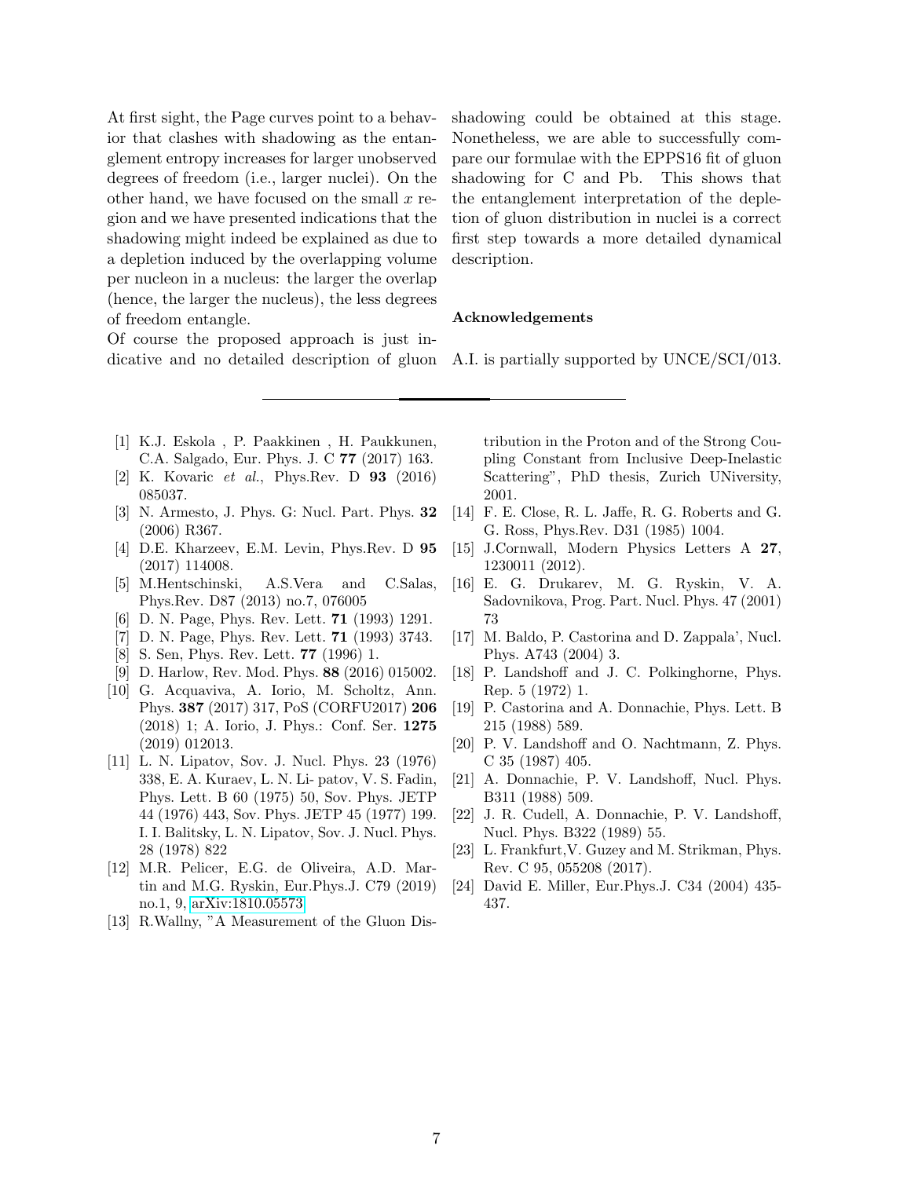At first sight, the Page curves point to a behavior that clashes with shadowing as the entanglement entropy increases for larger unobserved degrees of freedom (i.e., larger nuclei). On the other hand, we have focused on the small $x$ region and we have presented indications that the shadowing might indeed be explained as due to a depletion induced by the overlapping volume per nucleon in a nucleus: the larger the overlap (hence, the larger the nucleus), the less degrees of freedom entangle.

Of course the proposed approach is just indicative and no detailed description of gluon shadowing could be obtained at this stage. Nonetheless, we are able to successfully compare our formulae with the EPPS16 fit of gluon shadowing for C and Pb. This shows that the entanglement interpretation of the depletion of gluon distribution in nuclei is a correct first step towards a more detailed dynamical description.

**Acknowledgements**

A.I. is partially supported by UNCE/SCI/013.

---

[1] K.J. Eskola , P. Paakkinen , H. Paukkunen, C.A. Salgado, Eur. Phys. J. C **77** (2017) 163.

[2] K. Kovaric *et al.*, Phys.Rev. D **93** (2016) 085037.

[3] N. Armesto, J. Phys. G: Nucl. Part. Phys. **32** (2006) R367.

[4] D.E. Kharzeev, E.M. Levin, Phys.Rev. D **95** (2017) 114008.

[5] M.Hentschinski, A.S.Vera and C.Salas, Phys.Rev. D87 (2013) no.7, 076005

[6] D. N. Page, Phys. Rev. Lett. **71** (1993) 1291.

[7] D. N. Page, Phys. Rev. Lett. **71** (1993) 3743.

[8] S. Sen, Phys. Rev. Lett. **77** (1996) 1.

[9] D. Harlow, Rev. Mod. Phys. **88** (2016) 015002.

[10] G. Acquaviva, A. Iorio, M. Scholtz, Ann. Phys. **387** (2017) 317, PoS (CORFU2017) **206** (2018) 1; A. Iorio, J. Phys.: Conf. Ser. **1275** (2019) 012013.

[11] L. N. Lipatov, Sov. J. Nucl. Phys. 23 (1976) 338, E. A. Kuraev, L. N. Li- patov, V. S. Fadin, Phys. Lett. B 60 (1975) 50, Sov. Phys. JETP 44 (1976) 443, Sov. Phys. JETP 45 (1977) 199. I. I. Balitsky, L. N. Lipatov, Sov. J. Nucl. Phys. 28 (1978) 822

[12] M.R. Pelicer, E.G. de Oliveira, A.D. Martin and M.G. Ryskin, Eur.Phys.J. C79 (2019) no.1, 9, arXiv:1810.05573

[13] R.Wallny, "A Measurement of the Gluon Distribution in the Proton and of the Strong Coupling Constant from Inclusive Deep-Inelastic Scattering", PhD thesis, Zurich UNiversity, 2001.

[14] F. E. Close, R. L. Jaffe, R. G. Roberts and G. G. Ross, Phys.Rev. D31 (1985) 1004.

[15] J.Cornwall, Modern Physics Letters A **27**, 1230011 (2012).

[16] E. G. Drukarev, M. G. Ryskin, V. A. Sadovnikova, Prog. Part. Nucl. Phys. 47 (2001) 73

[17] M. Baldo, P. Castorina and D. Zappala', Nucl. Phys. A743 (2004) 3.

[18] P. Landshoff and J. C. Polkinghorne, Phys. Rep. 5 (1972) 1.

[19] P. Castorina and A. Donnachie, Phys. Lett. B 215 (1988) 589.

[20] P. V. Landshoff and O. Nachtmann, Z. Phys. C 35 (1987) 405.

[21] A. Donnachie, P. V. Landshoff, Nucl. Phys. B311 (1988) 509.

[22] J. R. Cudell, A. Donnachie, P. V. Landshoff, Nucl. Phys. B322 (1989) 55.

[23] L. Frankfurt,V. Guzey and M. Strikman, Phys. Rev. C 95, 055208 (2017).

[24] David E. Miller, Eur.Phys.J. C34 (2004) 435-437.